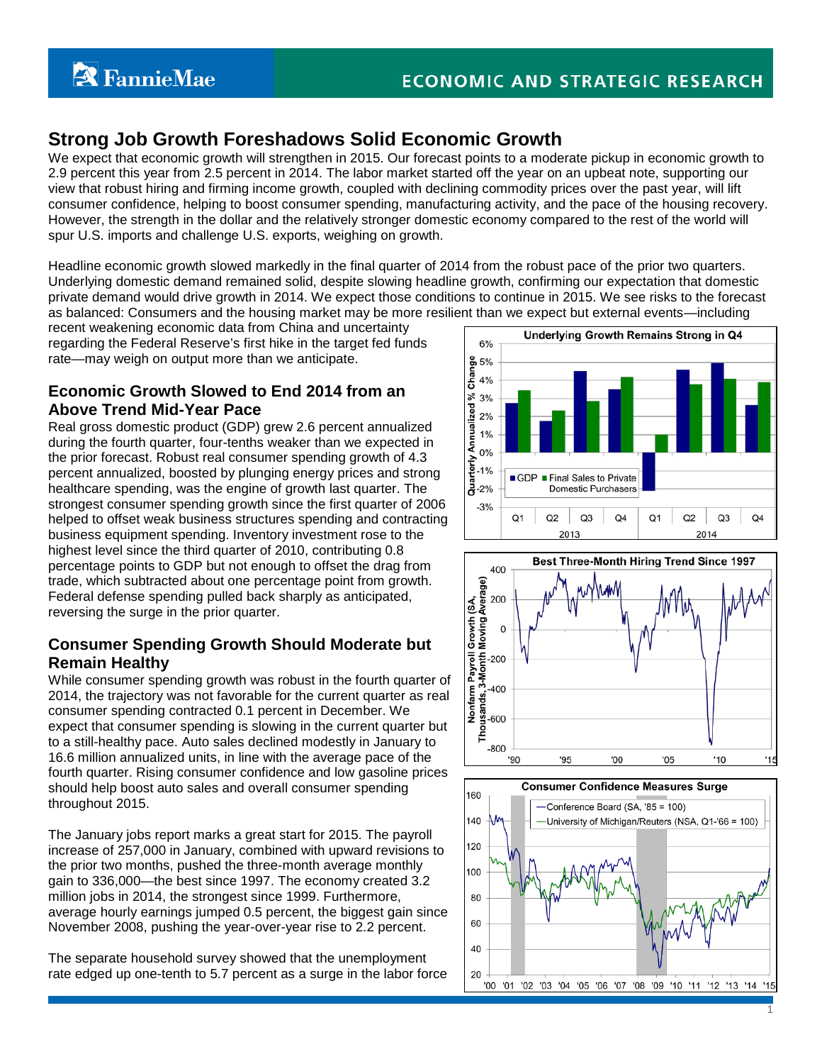# Strong Job Growth Foreshadows Solid Economic Growth

We expect that economic growth will strengthen in 2015. Our forecast points to a moderate pickup in economic growth to 2.9 percent this year from 2.5 percent in 2014. The labor market started off the year on an upbeat note, supporting our view that robust hiring and firming income growth, coupled with declining commodity prices over the past year, will lift consumer confidence, helping to boost consumer spending, manufacturing activity, and the pace of the housing recovery. However, the strength in the dollar and the relatively stronger domestic economy compared to the rest of the world will spur U.S. imports and challenge U.S. exports, weighing on growth.

Headline economic growth slowed markedly in the final quarter of 2014 from the robust pace of the prior two quarters. Underlying domestic demand remained solid, despite slowing headline growth, confirming our expectation that domestic private demand would drive growth in 2014. We expect those conditions to continue in 2015. We see risks to the forecast as balanced: Consumers and the housing market may be more resilient than we expect but external events—including recent weakening economic data from China and uncertainty regarding the Federal Reserve's first hike in the target fed funds rate—may weigh on output more than we anticipate.

## Economic Growth Slowed to End 2014 from an Above Trend Mid-Year Pace

Real gross domestic product (GDP) grew 2.6 percent annualized during the fourth quarter, four-tenths weaker than we expected in the prior forecast. Robust real consumer spending growth of 4.3 percent annualized, boosted by plunging energy prices and strong healthcare spending, was the engine of growth last quarter. The strongest consumer spending growth since the first quarter of 2006 helped to offset weak business structures spending and contracting business equipment spending. Inventory investment rose to the highest level since the third quarter of 2010, contributing 0.8 percentage points to GDP but not enough to offset the drag from trade, which subtracted about one percentage point from growth. Federal defense spending pulled back sharply as anticipated, reversing the surge in the prior quarter.

## Consumer Spending Growth Should Moderate but Remain Healthy

While consumer spending growth was robust in the fourth quarter of 2014, the trajectory was not favorable for the current quarter as real consumer spending contracted 0.1 percent in December. We expect that consumer spending is slowing in the current quarter but to a still-healthy pace. Auto sales declined modestly in January to 16.6 million annualized units, in line with the average pace of the fourth quarter. Rising consumer confidence and low gasoline prices should help boost auto sales and overall consumer spending throughout 2015.

The January jobs report marks a great start for 2015. The payroll increase of 257,000 in January, combined with upward revisions to the prior two months, pushed the three-month average monthly gain to 336,000—the best since 1997. The economy created 3.2 million jobs in 2014, the strongest since 1999. Furthermore, average hourly earnings jumped 0.5 percent, the biggest gain since November 2008, pushing the year-over-year rise to 2.2 percent.

The separate household survey showed that the unemployment rate edged up one-tenth to 5.7 percent as a surge in the labor force

**Underlying Growth Remains Strong in Q4**

**Best Three-Month Hiring Trend Since 1997**

**Consumer Confidence Measures Surge**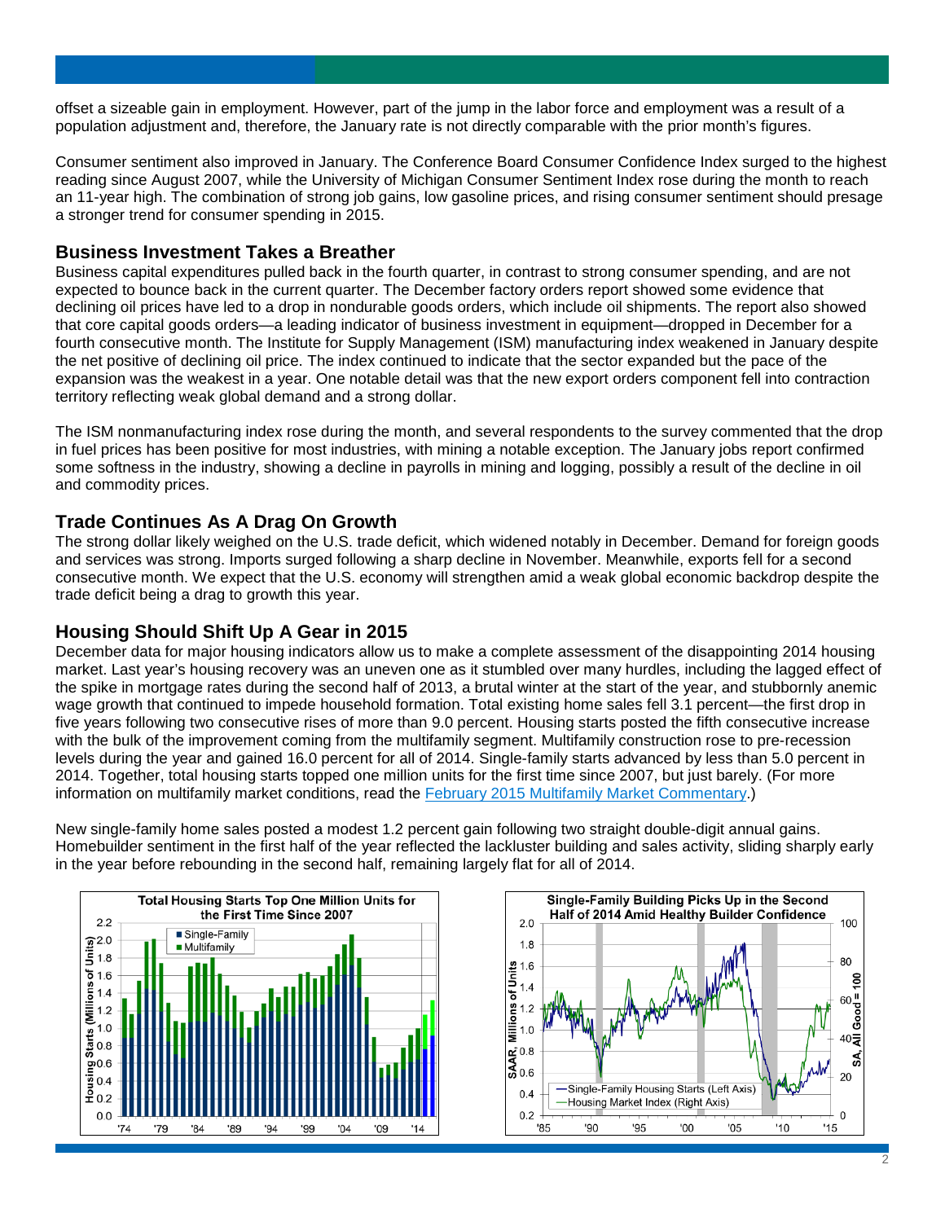offset a sizeable gain in employment. However, part of the jump in the labor force and employment was a result of a population adjustment and, therefore, the January rate is not directly comparable with the prior month's figures.

Consumer sentiment also improved in January. The Conference Board Consumer Confidence Index surged to the highest reading since August 2007, while the University of Michigan Consumer Sentiment Index rose during the month to reach an 11-year high. The combination of strong job gains, low gasoline prices, and rising consumer sentiment should presage a stronger trend for consumer spending in 2015.

## Business Investment Takes a Breather

Business capital expenditures pulled back in the fourth quarter, in contrast to strong consumer spending, and are not expected to bounce back in the current quarter. The December factory orders report showed some evidence that declining oil prices have led to a drop in nondurable goods orders, which include oil shipments. The report also showed that core capital goods orders—a leading indicator of business investment in equipment—dropped in December for a fourth consecutive month. The Institute for Supply Management (ISM) manufacturing index weakened in January despite the net positive of declining oil price. The index continued to indicate that the sector expanded but the pace of the expansion was the weakest in a year. One notable detail was that the new export orders component fell into contraction territory reflecting weak global demand and a strong dollar.

The ISM nonmanufacturing index rose during the month, and several respondents to the survey commented that the drop in fuel prices has been positive for most industries, with mining a notable exception. The January jobs report confirmed some softness in the industry, showing a decline in payrolls in mining and logging, possibly a result of the decline in oil and commodity prices.

## Trade Continues As A Drag On Growth

The strong dollar likely weighed on the U.S. trade deficit, which widened notably in December. Demand for foreign goods and services was strong. Imports surged following a sharp decline in November. Meanwhile, exports fell for a second consecutive month. We expect that the U.S. economy will strengthen amid a weak global economic backdrop despite the trade deficit being a drag to growth this year.

## Housing Should Shift Up A Gear in 2015

December data for major housing indicators allow us to make a complete assessment of the disappointing 2014 housing market. Last year's housing recovery was an uneven one as it stumbled over many hurdles, including the lagged effect of the spike in mortgage rates during the second half of 2013, a brutal winter at the start of the year, and stubbornly anemic wage growth that continued to impede household formation. Total existing home sales fell 3.1 percent—the first drop in five years following two consecutive rises of more than 9.0 percent. Housing starts posted the fifth consecutive increase with the bulk of the improvement coming from the multifamily segment. Multifamily construction rose to pre-recession levels during the year and gained 16.0 percent for all of 2014. Single-family starts advanced by less than 5.0 percent in 2014. Together, total housing starts topped one million units for the first time since 2007, but just barely. (For more information on multifamily market conditions, read the February 2015 Multifamily Market Commentary.)

New single-family home sales posted a modest 1.2 percent gain following two straight double-digit annual gains. Homebuilder sentiment in the first half of the year reflected the lackluster building and sales activity, sliding sharply early in the year before rebounding in the second half, remaining largely flat for all of 2014.

**Total Housing Starts Top One Million Units for the First Time Since 2007**

**Single-Family Building Picks Up in the Second Half of 2014 Amid Healthy Builder Confidence**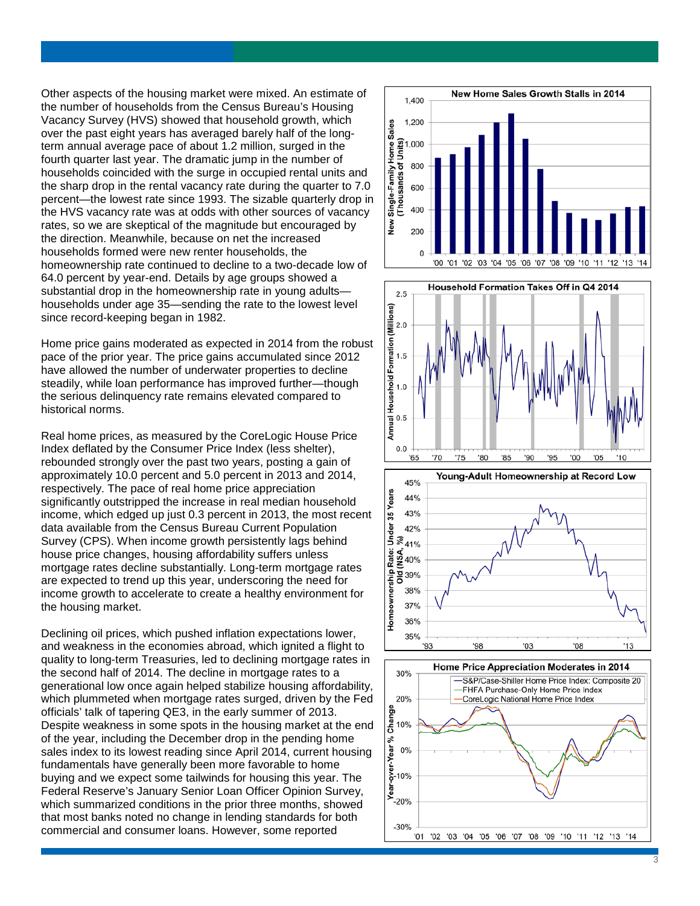Other aspects of the housing market were mixed. An estimate of the number of households from the Census Bureau's Housing Vacancy Survey (HVS) showed that household growth, which over the past eight years has averaged barely half of the long-term annual average pace of about 1.2 million, surged in the fourth quarter last year. The dramatic jump in the number of households coincided with the surge in occupied rental units and the sharp drop in the rental vacancy rate during the quarter to 7.0 percent—the lowest rate since 1993. The sizable quarterly drop in the HVS vacancy rate was at odds with other sources of vacancy rates, so we are skeptical of the magnitude but encouraged by the direction. Meanwhile, because on net the increased households formed were new renter households, the homeownership rate continued to decline to a two-decade low of 64.0 percent by year-end. Details by age groups showed a substantial drop in the homeownership rate in young adults—households under age 35—sending the rate to the lowest level since record-keeping began in 1982.

Home price gains moderated as expected in 2014 from the robust pace of the prior year. The price gains accumulated since 2012 have allowed the number of underwater properties to decline steadily, while loan performance has improved further—though the serious delinquency rate remains elevated compared to historical norms.

Real home prices, as measured by the CoreLogic House Price Index deflated by the Consumer Price Index (less shelter), rebounded strongly over the past two years, posting a gain of approximately 10.0 percent and 5.0 percent in 2013 and 2014, respectively. The pace of real home price appreciation significantly outstripped the increase in real median household income, which edged up just 0.3 percent in 2013, the most recent data available from the Census Bureau Current Population Survey (CPS). When income growth persistently lags behind house price changes, housing affordability suffers unless mortgage rates decline substantially. Long-term mortgage rates are expected to trend up this year, underscoring the need for income growth to accelerate to create a healthy environment for the housing market.

Declining oil prices, which pushed inflation expectations lower, and weakness in the economies abroad, which ignited a flight to quality to long-term Treasuries, led to declining mortgage rates in the second half of 2014. The decline in mortgage rates to a generational low once again helped stabilize housing affordability, which plummeted when mortgage rates surged, driven by the Fed officials' talk of tapering QE3, in the early summer of 2013. Despite weakness in some spots in the housing market at the end of the year, including the December drop in the pending home sales index to its lowest reading since April 2014, current housing fundamentals have generally been more favorable to home buying and we expect some tailwinds for housing this year. The Federal Reserve's January Senior Loan Officer Opinion Survey, which summarized conditions in the prior three months, showed that most banks noted no change in lending standards for both commercial and consumer loans. However, some reported

**New Home Sales Growth Stalls in 2014**

**Household Formation Takes Off in Q4 2014**

**Young-Adult Homeownership at Record Low**

**Home Price Appreciation Moderates in 2014**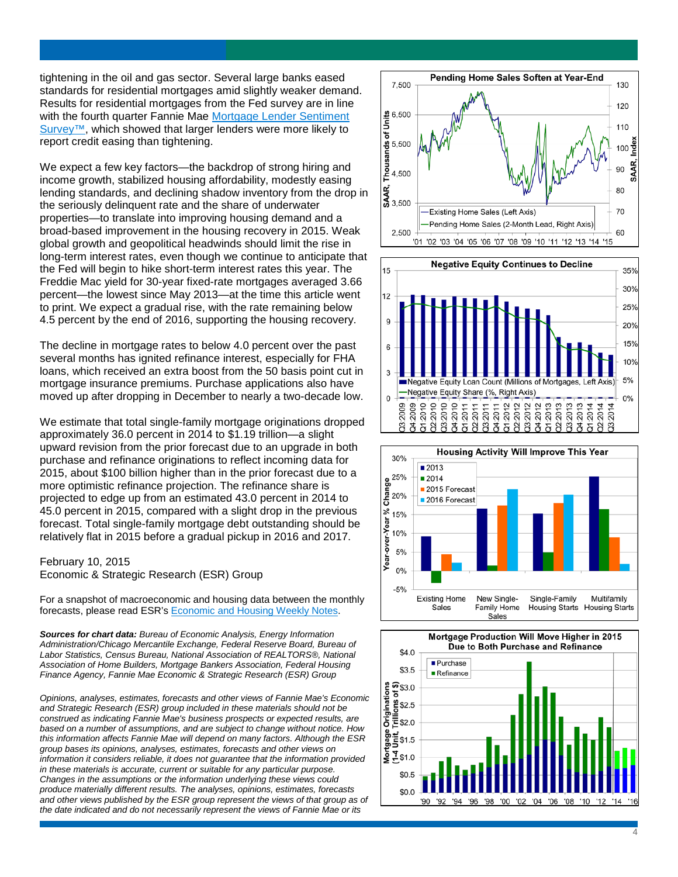tightening in the oil and gas sector. Several large banks eased standards for residential mortgages amid slightly weaker demand. Results for residential mortgages from the Fed survey are in line with the fourth quarter Fannie Mae Mortgage Lender Sentiment Survey™, which showed that larger lenders were more likely to report credit easing than tightening.

We expect a few key factors—the backdrop of strong hiring and income growth, stabilized housing affordability, modestly easing lending standards, and declining shadow inventory from the drop in the seriously delinquent rate and the share of underwater properties—to translate into improving housing demand and a broad-based improvement in the housing recovery in 2015. Weak global growth and geopolitical headwinds should limit the rise in long-term interest rates, even though we continue to anticipate that the Fed will begin to hike short-term interest rates this year. The Freddie Mac yield for 30-year fixed-rate mortgages averaged 3.66 percent—the lowest since May 2013—at the time this article went to print. We expect a gradual rise, with the rate remaining below 4.5 percent by the end of 2016, supporting the housing recovery.

The decline in mortgage rates to below 4.0 percent over the past several months has ignited refinance interest, especially for FHA loans, which received an extra boost from the 50 basis point cut in mortgage insurance premiums. Purchase applications also have moved up after dropping in December to nearly a two-decade low.

We estimate that total single-family mortgage originations dropped approximately 36.0 percent in 2014 to $1.19 trillion—a slight upward revision from the prior forecast due to an upgrade in both purchase and refinance originations to reflect incoming data for 2015, about $100 billion higher than in the prior forecast due to a more optimistic refinance projection. The refinance share is projected to edge up from an estimated 43.0 percent in 2014 to 45.0 percent in 2015, compared with a slight drop in the previous forecast. Total single-family mortgage debt outstanding should be relatively flat in 2015 before a gradual pickup in 2016 and 2017.

February 10, 2015
Economic & Strategic Research (ESR) Group

For a snapshot of macroeconomic and housing data between the monthly forecasts, please read ESR's Economic and Housing Weekly Notes.

***Sources for chart data:*** *Bureau of Economic Analysis, Energy Information Administration/Chicago Mercantile Exchange, Federal Reserve Board, Bureau of Labor Statistics, Census Bureau, National Association of REALTORS®, National Association of Home Builders, Mortgage Bankers Association, Federal Housing Finance Agency, Fannie Mae Economic & Strategic Research (ESR) Group*

*Opinions, analyses, estimates, forecasts and other views of Fannie Mae's Economic and Strategic Research (ESR) group included in these materials should not be construed as indicating Fannie Mae's business prospects or expected results, are based on a number of assumptions, and are subject to change without notice. How this information affects Fannie Mae will depend on many factors. Although the ESR group bases its opinions, analyses, estimates, forecasts and other views on information it considers reliable, it does not guarantee that the information provided in these materials is accurate, current or suitable for any particular purpose. Changes in the assumptions or the information underlying these views could produce materially different results. The analyses, opinions, estimates, forecasts and other views published by the ESR group represent the views of that group as of the date indicated and do not necessarily represent the views of Fannie Mae or its*

**Pending Home Sales Soften at Year-End**

**Negative Equity Continues to Decline**

**Housing Activity Will Improve This Year**

**Mortgage Production Will Move Higher in 2015 Due to Both Purchase and Refinance**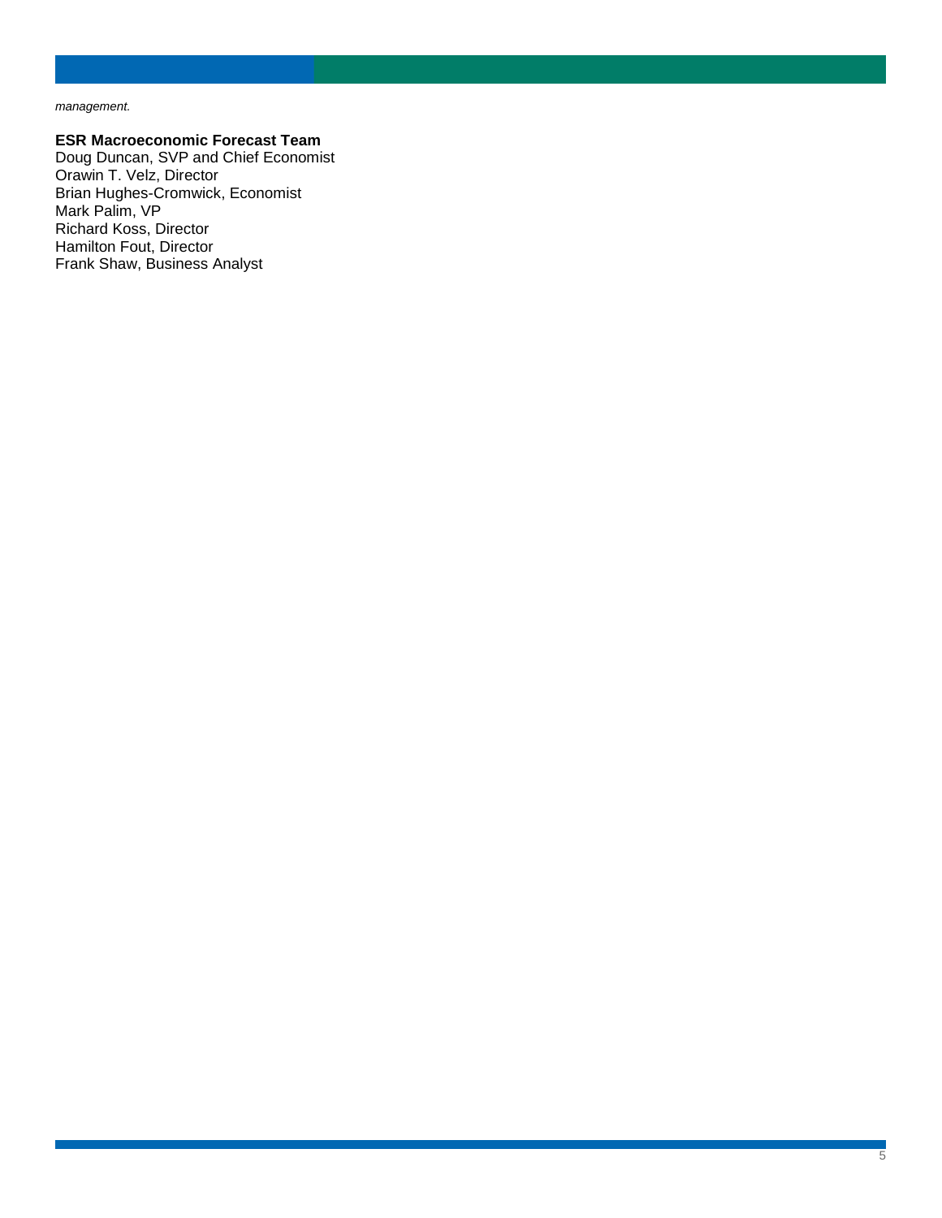*management.*

**ESR Macroeconomic Forecast Team**
Doug Duncan, SVP and Chief Economist
Orawin T. Velz, Director
Brian Hughes-Cromwick, Economist
Mark Palim, VP
Richard Koss, Director
Hamilton Fout, Director
Frank Shaw, Business Analyst